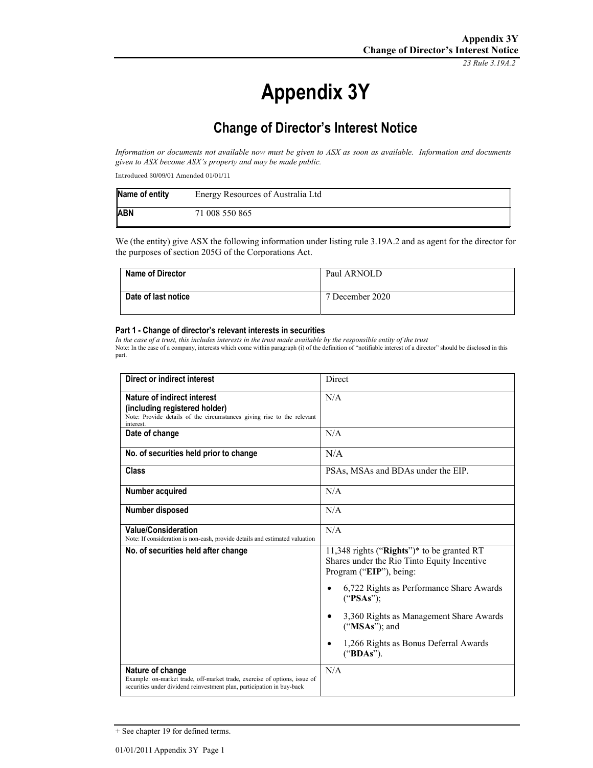# Appendix 3Y

## Change of Director's Interest Notice

*Information or documents not available now must be given to ASX as soon as available. Information and documents given to ASX become ASX's property and may be made public.*

Introduced 30/09/01 Amended 01/01/11

| **Name of entity** | Energy Resources of Australia Ltd |
|---|---|
| **ABN** | 71 008 550 865 |

We (the entity) give ASX the following information under listing rule 3.19A.2 and as agent for the director for the purposes of section 205G of the Corporations Act.

| **Name of Director** | Paul ARNOLD |
|---|---|
| **Date of last notice** | 7 December 2020 |

#### Part 1 - Change of director's relevant interests in securities

*In the case of a trust, this includes interests in the trust made available by the responsible entity of the trust*

Note: In the case of a company, interests which come within paragraph (i) of the definition of "notifiable interest of a director" should be disclosed in this part.

| **Direct or indirect interest** | Direct |
|---|---|
| **Nature of indirect interest (including registered holder)** Note: Provide details of the circumstances giving rise to the relevant interest. | N/A |
| **Date of change** | N/A |
| **No. of securities held prior to change** | N/A |
| **Class** | PSAs, MSAs and BDAs under the EIP. |
| **Number acquired** | N/A |
| **Number disposed** | N/A |
| **Value/Consideration** Note: If consideration is non-cash, provide details and estimated valuation | N/A |
| **No. of securities held after change** | 11,348 rights ("**Rights**")* to be granted RT Shares under the Rio Tinto Equity Incentive Program ("**EIP**"), being: <br>• 6,722 Rights as Performance Share Awards ("**PSAs**"); <br>• 3,360 Rights as Management Share Awards ("**MSAs**"); and <br>• 1,266 Rights as Bonus Deferral Awards ("**BDAs**"). |
| **Nature of change** Example: on-market trade, off-market trade, exercise of options, issue of securities under dividend reinvestment plan, participation in buy-back | N/A |

+ See chapter 19 for defined terms.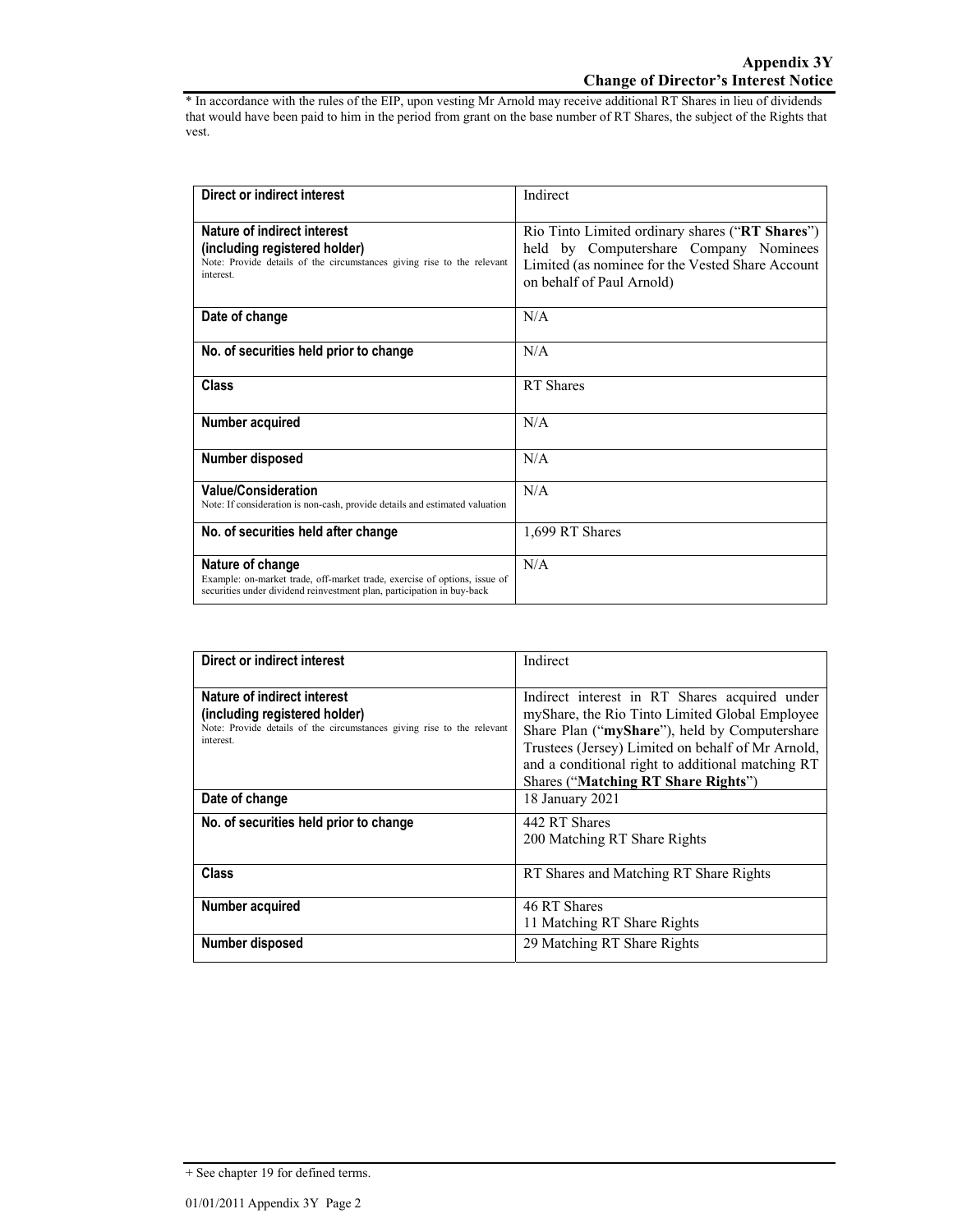* In accordance with the rules of the EIP, upon vesting Mr Arnold may receive additional RT Shares in lieu of dividends that would have been paid to him in the period from grant on the base number of RT Shares, the subject of the Rights that vest.

| **Direct or indirect interest** | Indirect |
|---|---|
| **Nature of indirect interest (including registered holder)**<br>Note: Provide details of the circumstances giving rise to the relevant interest. | Rio Tinto Limited ordinary shares ("**RT Shares**") held by Computershare Company Nominees Limited (as nominee for the Vested Share Account on behalf of Paul Arnold) |
| **Date of change** | N/A |
| **No. of securities held prior to change** | N/A |
| **Class** | RT Shares |
| **Number acquired** | N/A |
| **Number disposed** | N/A |
| **Value/Consideration**<br>Note: If consideration is non-cash, provide details and estimated valuation | N/A |
| **No. of securities held after change** | 1,699 RT Shares |
| **Nature of change**<br>Example: on-market trade, off-market trade, exercise of options, issue of securities under dividend reinvestment plan, participation in buy-back | N/A |

| **Direct or indirect interest** | Indirect |
|---|---|
| **Nature of indirect interest (including registered holder)**<br>Note: Provide details of the circumstances giving rise to the relevant interest. | Indirect interest in RT Shares acquired under myShare, the Rio Tinto Limited Global Employee Share Plan ("**myShare**"), held by Computershare Trustees (Jersey) Limited on behalf of Mr Arnold, and a conditional right to additional matching RT Shares ("**Matching RT Share Rights**") |
| **Date of change** | 18 January 2021 |
| **No. of securities held prior to change** | 442 RT Shares<br>200 Matching RT Share Rights |
| **Class** | RT Shares and Matching RT Share Rights |
| **Number acquired** | 46 RT Shares<br>11 Matching RT Share Rights |
| **Number disposed** | 29 Matching RT Share Rights |

+ See chapter 19 for defined terms.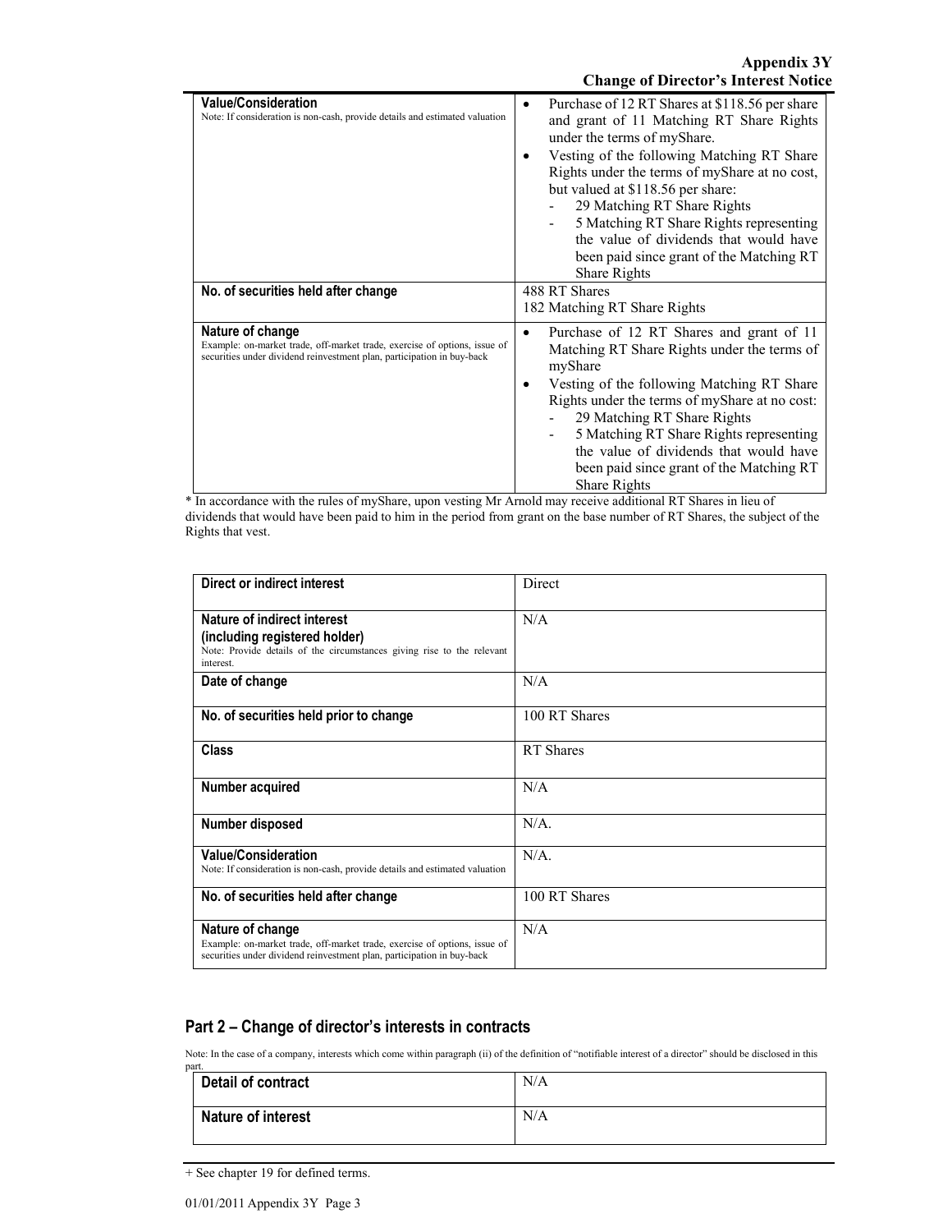| | |
|---|---|
| **Value/Consideration**<br>Note: If consideration is non-cash, provide details and estimated valuation | • Purchase of 12 RT Shares at $118.56 per share and grant of 11 Matching RT Share Rights under the terms of myShare.<br>• Vesting of the following Matching RT Share Rights under the terms of myShare at no cost, but valued at $118.56 per share:<br>- 29 Matching RT Share Rights<br>- 5 Matching RT Share Rights representing the value of dividends that would have been paid since grant of the Matching RT Share Rights |
| **No. of securities held after change** | 488 RT Shares<br>182 Matching RT Share Rights |
| **Nature of change**<br>Example: on-market trade, off-market trade, exercise of options, issue of securities under dividend reinvestment plan, participation in buy-back | • Purchase of 12 RT Shares and grant of 11 Matching RT Share Rights under the terms of myShare<br>• Vesting of the following Matching RT Share Rights under the terms of myShare at no cost:<br>- 29 Matching RT Share Rights<br>- 5 Matching RT Share Rights representing the value of dividends that would have been paid since grant of the Matching RT Share Rights |

* In accordance with the rules of myShare, upon vesting Mr Arnold may receive additional RT Shares in lieu of dividends that would have been paid to him in the period from grant on the base number of RT Shares, the subject of the Rights that vest.

| | |
|---|---|
| **Direct or indirect interest** | Direct |
| **Nature of indirect interest (including registered holder)**<br>Note: Provide details of the circumstances giving rise to the relevant interest. | N/A |
| **Date of change** | N/A |
| **No. of securities held prior to change** | 100 RT Shares |
| **Class** | RT Shares |
| **Number acquired** | N/A |
| **Number disposed** | N/A. |
| **Value/Consideration**<br>Note: If consideration is non-cash, provide details and estimated valuation | N/A. |
| **No. of securities held after change** | 100 RT Shares |
| **Nature of change**<br>Example: on-market trade, off-market trade, exercise of options, issue of securities under dividend reinvestment plan, participation in buy-back | N/A |

## Part 2 – Change of director's interests in contracts

Note: In the case of a company, interests which come within paragraph (ii) of the definition of "notifiable interest of a director" should be disclosed in this part.

| | |
|---|---|
| **Detail of contract** | N/A |
| **Nature of interest** | N/A |

+ See chapter 19 for defined terms.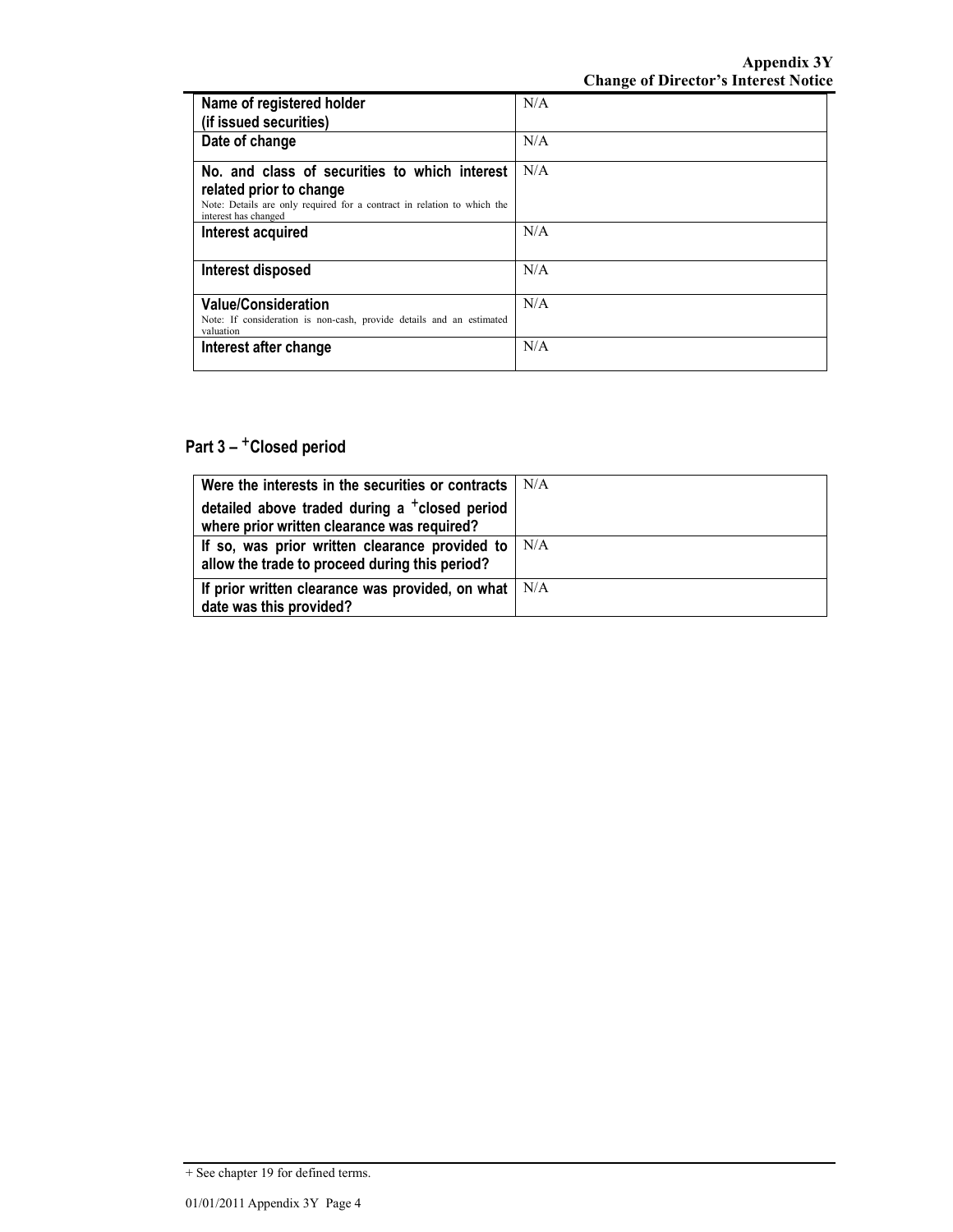| | |
|---|---|
| **Name of registered holder (if issued securities)** | N/A |
| **Date of change** | N/A |
| **No. and class of securities to which interest related prior to change** Note: Details are only required for a contract in relation to which the interest has changed | N/A |
| **Interest acquired** | N/A |
| **Interest disposed** | N/A |
| **Value/Consideration** Note: If consideration is non-cash, provide details and an estimated valuation | N/A |
| **Interest after change** | N/A |

## Part 3 – +Closed period

| | |
|---|---|
| **Were the interests in the securities or contracts detailed above traded during a +closed period where prior written clearance was required?** | N/A |
| **If so, was prior written clearance provided to allow the trade to proceed during this period?** | N/A |
| **If prior written clearance was provided, on what date was this provided?** | N/A |

+ See chapter 19 for defined terms.